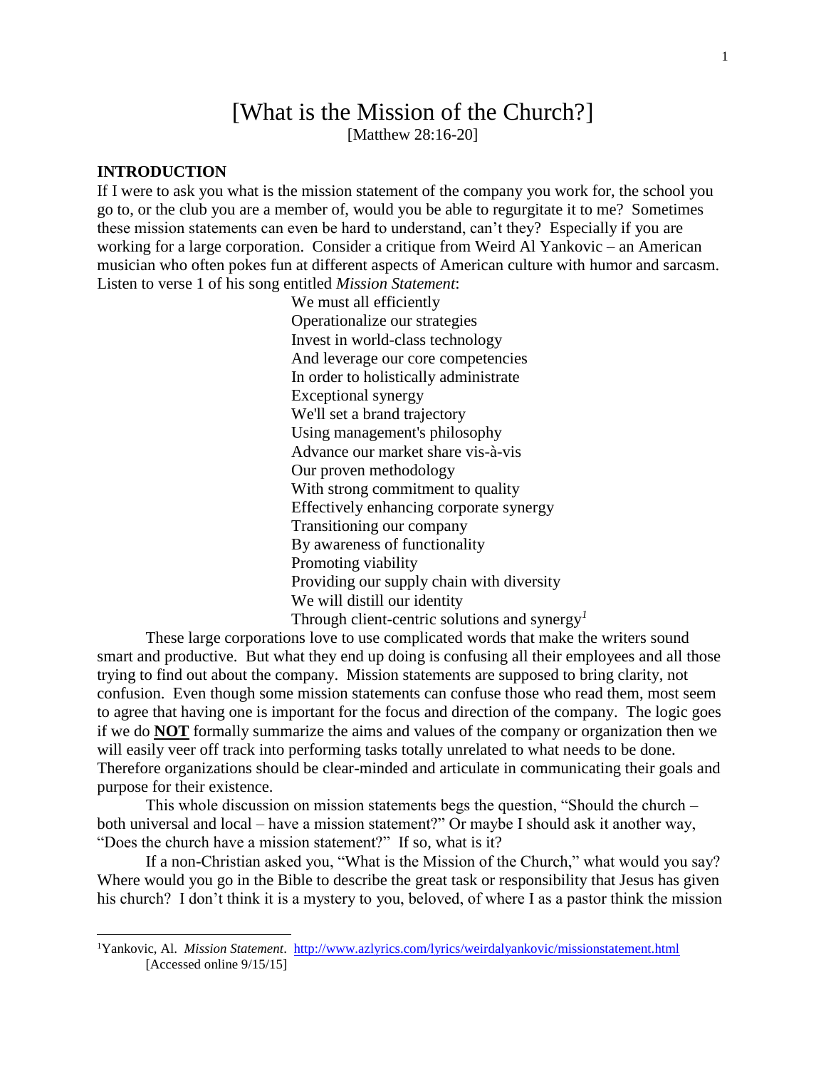# [What is the Mission of the Church?]

[Matthew 28:16-20]

## INTRODUCTION

If I were to ask you what is the mission statement of the company you work for, the school you go to, or the club you are a member of, would you be able to regurgitate it to me? Sometimes these mission statements can even be hard to understand, can't they? Especially if you are working for a large corporation. Consider a critique from Weird Al Yankovic – an American musician who often pokes fun at different aspects of American culture with humor and sarcasm. Listen to verse 1 of his song entitled *Mission Statement*:

> We must all efficiently
> Operationalize our strategies
> Invest in world-class technology
> And leverage our core competencies
> In order to holistically administrate
> Exceptional synergy
> We'll set a brand trajectory
> Using management's philosophy
> Advance our market share vis-à-vis
> Our proven methodology
> With strong commitment to quality
> Effectively enhancing corporate synergy
> Transitioning our company
> By awareness of functionality
> Promoting viability
> Providing our supply chain with diversity
> We will distill our identity
> Through client-centric solutions and synergy[1]

These large corporations love to use complicated words that make the writers sound smart and productive. But what they end up doing is confusing all their employees and all those trying to find out about the company. Mission statements are supposed to bring clarity, not confusion. Even though some mission statements can confuse those who read them, most seem to agree that having one is important for the focus and direction of the company. The logic goes if we do **NOT** formally summarize the aims and values of the company or organization then we will easily veer off track into performing tasks totally unrelated to what needs to be done. Therefore organizations should be clear-minded and articulate in communicating their goals and purpose for their existence.

This whole discussion on mission statements begs the question, "Should the church – both universal and local – have a mission statement?" Or maybe I should ask it another way, "Does the church have a mission statement?" If so, what is it?

If a non-Christian asked you, "What is the Mission of the Church," what would you say? Where would you go in the Bible to describe the great task or responsibility that Jesus has given his church? I don't think it is a mystery to you, beloved, of where I as a pastor think the mission

---

[1] Yankovic, Al. *Mission Statement*. http://www.azlyrics.com/lyrics/weirdalyankovic/missionstatement.html [Accessed online 9/15/15]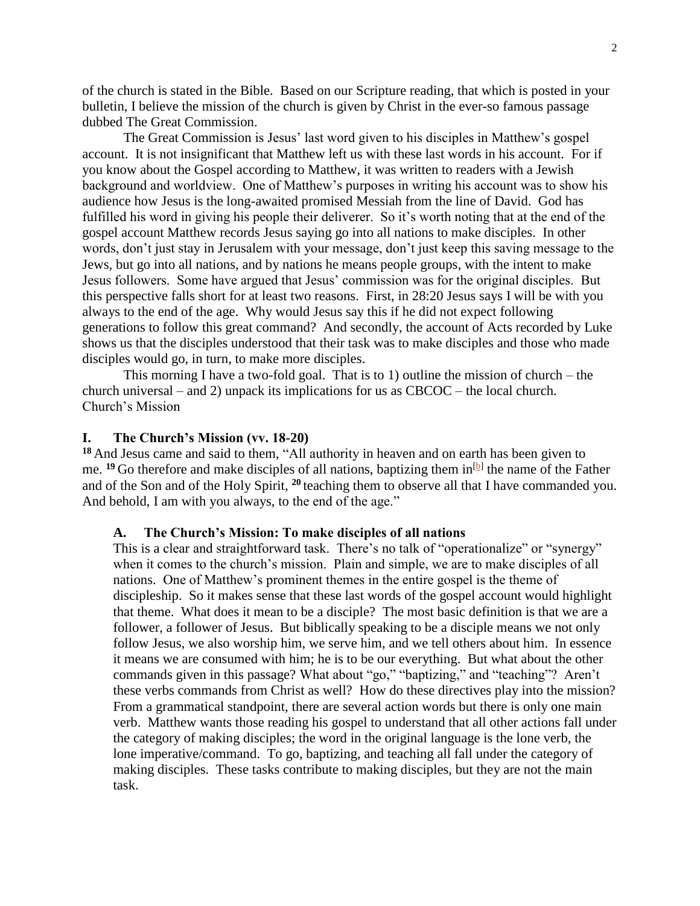of the church is stated in the Bible. Based on our Scripture reading, that which is posted in your bulletin, I believe the mission of the church is given by Christ in the ever-so famous passage dubbed The Great Commission.

The Great Commission is Jesus' last word given to his disciples in Matthew's gospel account. It is not insignificant that Matthew left us with these last words in his account. For if you know about the Gospel according to Matthew, it was written to readers with a Jewish background and worldview. One of Matthew's purposes in writing his account was to show his audience how Jesus is the long-awaited promised Messiah from the line of David. God has fulfilled his word in giving his people their deliverer. So it's worth noting that at the end of the gospel account Matthew records Jesus saying go into all nations to make disciples. In other words, don't just stay in Jerusalem with your message, don't just keep this saving message to the Jews, but go into all nations, and by nations he means people groups, with the intent to make Jesus followers. Some have argued that Jesus' commission was for the original disciples. But this perspective falls short for at least two reasons. First, in 28:20 Jesus says I will be with you always to the end of the age. Why would Jesus say this if he did not expect following generations to follow this great command? And secondly, the account of Acts recorded by Luke shows us that the disciples understood that their task was to make disciples and those who made disciples would go, in turn, to make more disciples.

This morning I have a two-fold goal. That is to 1) outline the mission of church – the church universal – and 2) unpack its implications for us as CBCOC – the local church.
Church's Mission

## I. The Church's Mission (vv. 18-20)

**18** And Jesus came and said to them, "All authority in heaven and on earth has been given to me. **19** Go therefore and make disciples of all nations, baptizing them in[b] the name of the Father and of the Son and of the Holy Spirit, **20** teaching them to observe all that I have commanded you. And behold, I am with you always, to the end of the age."

### A. The Church's Mission: To make disciples of all nations

This is a clear and straightforward task. There's no talk of "operationalize" or "synergy" when it comes to the church's mission. Plain and simple, we are to make disciples of all nations. One of Matthew's prominent themes in the entire gospel is the theme of discipleship. So it makes sense that these last words of the gospel account would highlight that theme. What does it mean to be a disciple? The most basic definition is that we are a follower, a follower of Jesus. But biblically speaking to be a disciple means we not only follow Jesus, we also worship him, we serve him, and we tell others about him. In essence it means we are consumed with him; he is to be our everything. But what about the other commands given in this passage? What about "go," "baptizing," and "teaching"? Aren't these verbs commands from Christ as well? How do these directives play into the mission? From a grammatical standpoint, there are several action words but there is only one main verb. Matthew wants those reading his gospel to understand that all other actions fall under the category of making disciples; the word in the original language is the lone verb, the lone imperative/command. To go, baptizing, and teaching all fall under the category of making disciples. These tasks contribute to making disciples, but they are not the main task.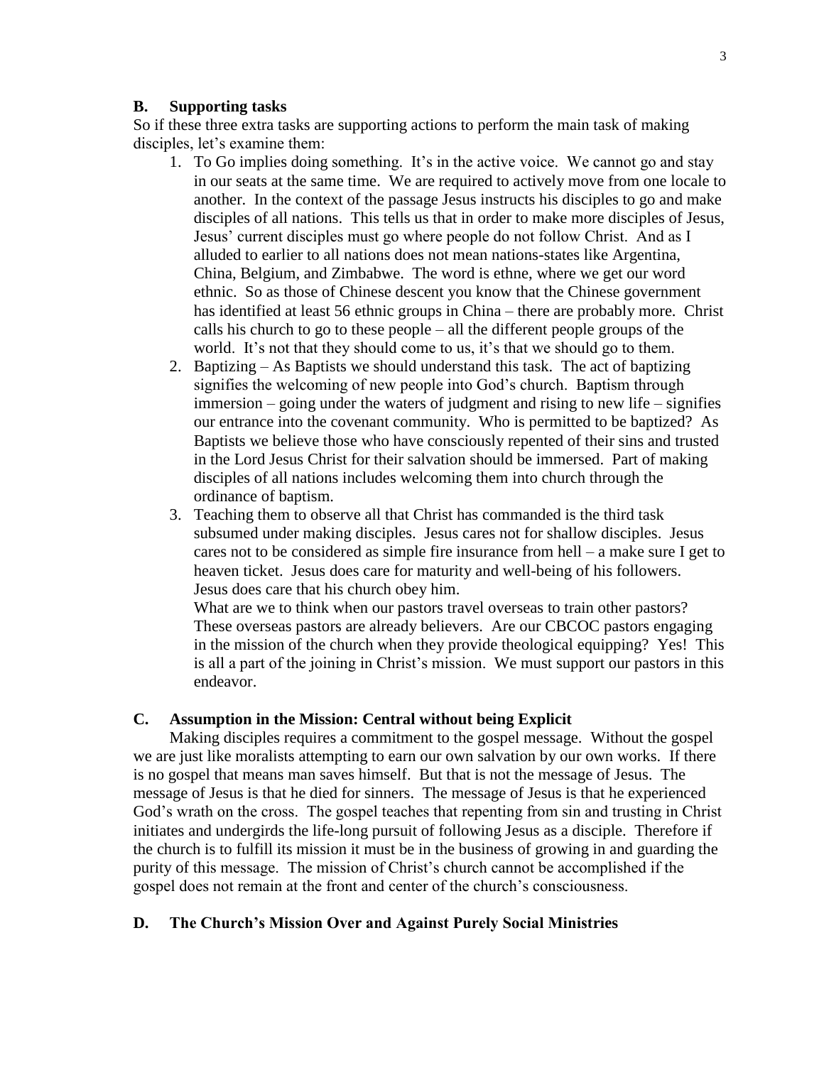### B. Supporting tasks

So if these three extra tasks are supporting actions to perform the main task of making disciples, let's examine them:

1. To Go implies doing something. It's in the active voice. We cannot go and stay in our seats at the same time. We are required to actively move from one locale to another. In the context of the passage Jesus instructs his disciples to go and make disciples of all nations. This tells us that in order to make more disciples of Jesus, Jesus' current disciples must go where people do not follow Christ. And as I alluded to earlier to all nations does not mean nations-states like Argentina, China, Belgium, and Zimbabwe. The word is ethne, where we get our word ethnic. So as those of Chinese descent you know that the Chinese government has identified at least 56 ethnic groups in China – there are probably more. Christ calls his church to go to these people – all the different people groups of the world. It's not that they should come to us, it's that we should go to them.
2. Baptizing – As Baptists we should understand this task. The act of baptizing signifies the welcoming of new people into God's church. Baptism through immersion – going under the waters of judgment and rising to new life – signifies our entrance into the covenant community. Who is permitted to be baptized? As Baptists we believe those who have consciously repented of their sins and trusted in the Lord Jesus Christ for their salvation should be immersed. Part of making disciples of all nations includes welcoming them into church through the ordinance of baptism.
3. Teaching them to observe all that Christ has commanded is the third task subsumed under making disciples. Jesus cares not for shallow disciples. Jesus cares not to be considered as simple fire insurance from hell – a make sure I get to heaven ticket. Jesus does care for maturity and well-being of his followers. Jesus does care that his church obey him.

   What are we to think when our pastors travel overseas to train other pastors? These overseas pastors are already believers. Are our CBCOC pastors engaging in the mission of the church when they provide theological equipping? Yes! This is all a part of the joining in Christ's mission. We must support our pastors in this endeavor.

### C. Assumption in the Mission: Central without being Explicit

Making disciples requires a commitment to the gospel message. Without the gospel we are just like moralists attempting to earn our own salvation by our own works. If there is no gospel that means man saves himself. But that is not the message of Jesus. The message of Jesus is that he died for sinners. The message of Jesus is that he experienced God's wrath on the cross. The gospel teaches that repenting from sin and trusting in Christ initiates and undergirds the life-long pursuit of following Jesus as a disciple. Therefore if the church is to fulfill its mission it must be in the business of growing in and guarding the purity of this message. The mission of Christ's church cannot be accomplished if the gospel does not remain at the front and center of the church's consciousness.

### D. The Church's Mission Over and Against Purely Social Ministries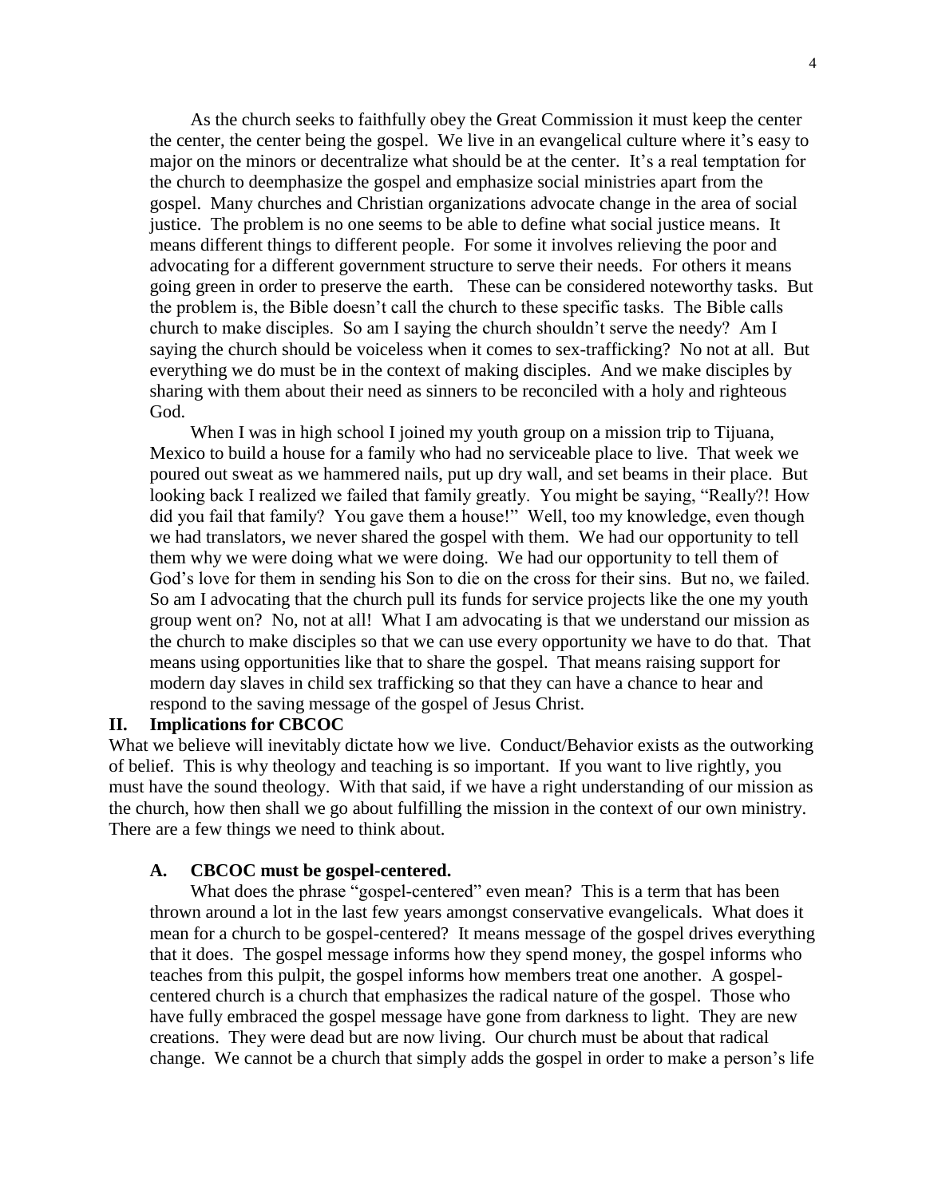As the church seeks to faithfully obey the Great Commission it must keep the center the center, the center being the gospel. We live in an evangelical culture where it's easy to major on the minors or decentralize what should be at the center. It's a real temptation for the church to deemphasize the gospel and emphasize social ministries apart from the gospel. Many churches and Christian organizations advocate change in the area of social justice. The problem is no one seems to be able to define what social justice means. It means different things to different people. For some it involves relieving the poor and advocating for a different government structure to serve their needs. For others it means going green in order to preserve the earth. These can be considered noteworthy tasks. But the problem is, the Bible doesn't call the church to these specific tasks. The Bible calls church to make disciples. So am I saying the church shouldn't serve the needy? Am I saying the church should be voiceless when it comes to sex-trafficking? No not at all. But everything we do must be in the context of making disciples. And we make disciples by sharing with them about their need as sinners to be reconciled with a holy and righteous God.

When I was in high school I joined my youth group on a mission trip to Tijuana, Mexico to build a house for a family who had no serviceable place to live. That week we poured out sweat as we hammered nails, put up dry wall, and set beams in their place. But looking back I realized we failed that family greatly. You might be saying, "Really?! How did you fail that family? You gave them a house!" Well, too my knowledge, even though we had translators, we never shared the gospel with them. We had our opportunity to tell them why we were doing what we were doing. We had our opportunity to tell them of God's love for them in sending his Son to die on the cross for their sins. But no, we failed. So am I advocating that the church pull its funds for service projects like the one my youth group went on? No, not at all! What I am advocating is that we understand our mission as the church to make disciples so that we can use every opportunity we have to do that. That means using opportunities like that to share the gospel. That means raising support for modern day slaves in child sex trafficking so that they can have a chance to hear and respond to the saving message of the gospel of Jesus Christ.

## II. Implications for CBCOC

What we believe will inevitably dictate how we live. Conduct/Behavior exists as the outworking of belief. This is why theology and teaching is so important. If you want to live rightly, you must have the sound theology. With that said, if we have a right understanding of our mission as the church, how then shall we go about fulfilling the mission in the context of our own ministry. There are a few things we need to think about.

### A. CBCOC must be gospel-centered.

What does the phrase "gospel-centered" even mean? This is a term that has been thrown around a lot in the last few years amongst conservative evangelicals. What does it mean for a church to be gospel-centered? It means message of the gospel drives everything that it does. The gospel message informs how they spend money, the gospel informs who teaches from this pulpit, the gospel informs how members treat one another. A gospel-centered church is a church that emphasizes the radical nature of the gospel. Those who have fully embraced the gospel message have gone from darkness to light. They are new creations. They were dead but are now living. Our church must be about that radical change. We cannot be a church that simply adds the gospel in order to make a person's life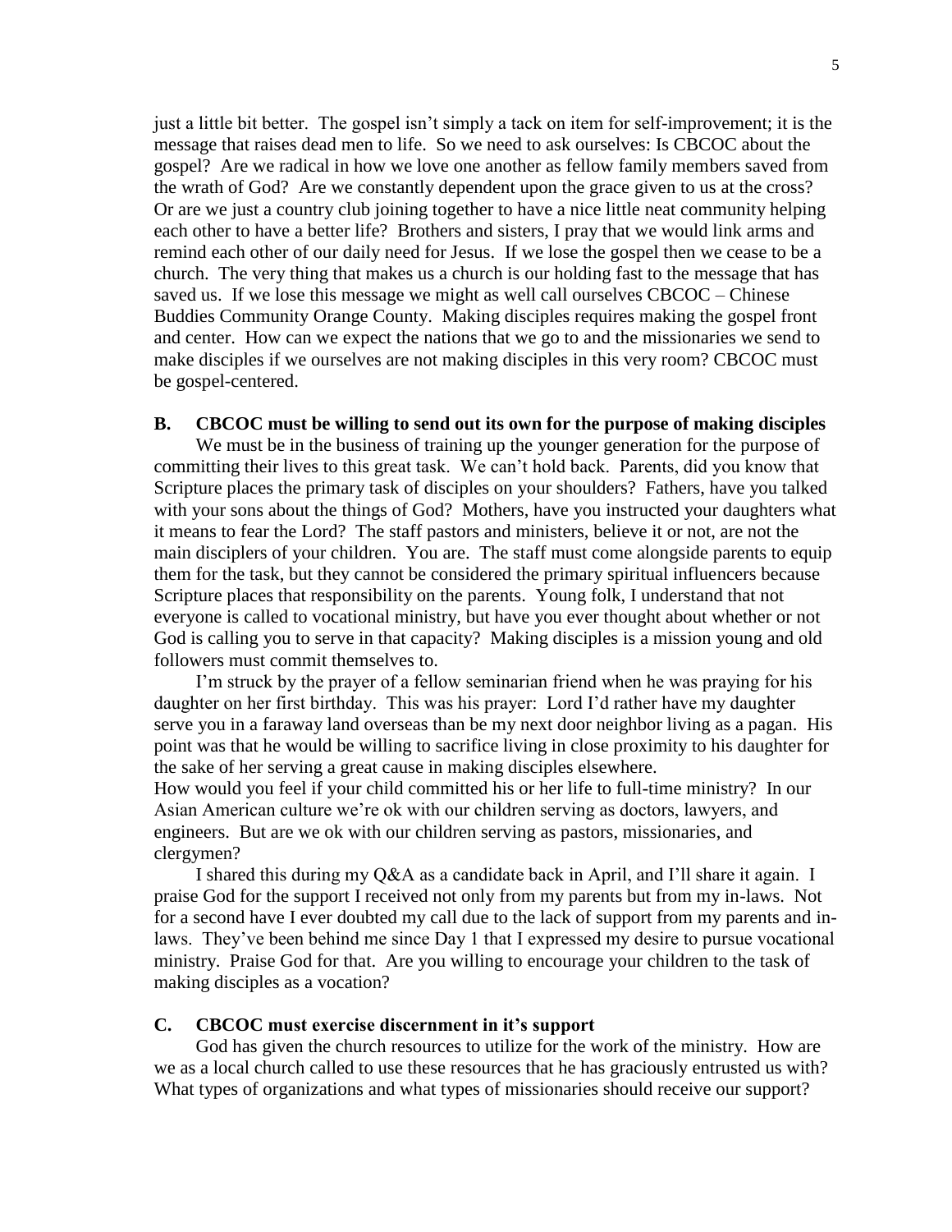just a little bit better. The gospel isn't simply a tack on item for self-improvement; it is the message that raises dead men to life. So we need to ask ourselves: Is CBCOC about the gospel? Are we radical in how we love one another as fellow family members saved from the wrath of God? Are we constantly dependent upon the grace given to us at the cross? Or are we just a country club joining together to have a nice little neat community helping each other to have a better life? Brothers and sisters, I pray that we would link arms and remind each other of our daily need for Jesus. If we lose the gospel then we cease to be a church. The very thing that makes us a church is our holding fast to the message that has saved us. If we lose this message we might as well call ourselves CBCOC – Chinese Buddies Community Orange County. Making disciples requires making the gospel front and center. How can we expect the nations that we go to and the missionaries we send to make disciples if we ourselves are not making disciples in this very room? CBCOC must be gospel-centered.

**B. CBCOC must be willing to send out its own for the purpose of making disciples**

We must be in the business of training up the younger generation for the purpose of committing their lives to this great task. We can't hold back. Parents, did you know that Scripture places the primary task of disciples on your shoulders? Fathers, have you talked with your sons about the things of God? Mothers, have you instructed your daughters what it means to fear the Lord? The staff pastors and ministers, believe it or not, are not the main disciplers of your children. You are. The staff must come alongside parents to equip them for the task, but they cannot be considered the primary spiritual influencers because Scripture places that responsibility on the parents. Young folk, I understand that not everyone is called to vocational ministry, but have you ever thought about whether or not God is calling you to serve in that capacity? Making disciples is a mission young and old followers must commit themselves to.

I'm struck by the prayer of a fellow seminarian friend when he was praying for his daughter on her first birthday. This was his prayer: Lord I'd rather have my daughter serve you in a faraway land overseas than be my next door neighbor living as a pagan. His point was that he would be willing to sacrifice living in close proximity to his daughter for the sake of her serving a great cause in making disciples elsewhere.
How would you feel if your child committed his or her life to full-time ministry? In our Asian American culture we're ok with our children serving as doctors, lawyers, and engineers. But are we ok with our children serving as pastors, missionaries, and clergymen?

I shared this during my Q&A as a candidate back in April, and I'll share it again. I praise God for the support I received not only from my parents but from my in-laws. Not for a second have I ever doubted my call due to the lack of support from my parents and in-laws. They've been behind me since Day 1 that I expressed my desire to pursue vocational ministry. Praise God for that. Are you willing to encourage your children to the task of making disciples as a vocation?

**C. CBCOC must exercise discernment in it's support**

God has given the church resources to utilize for the work of the ministry. How are we as a local church called to use these resources that he has graciously entrusted us with? What types of organizations and what types of missionaries should receive our support?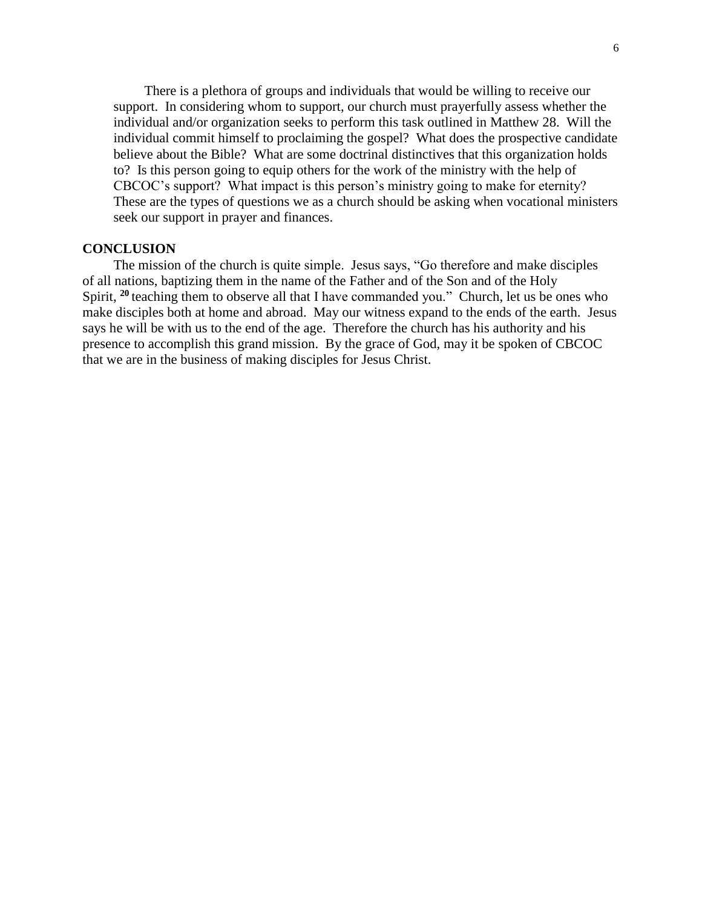There is a plethora of groups and individuals that would be willing to receive our support. In considering whom to support, our church must prayerfully assess whether the individual and/or organization seeks to perform this task outlined in Matthew 28. Will the individual commit himself to proclaiming the gospel? What does the prospective candidate believe about the Bible? What are some doctrinal distinctives that this organization holds to? Is this person going to equip others for the work of the ministry with the help of CBCOC's support? What impact is this person's ministry going to make for eternity? These are the types of questions we as a church should be asking when vocational ministers seek our support in prayer and finances.

**CONCLUSION**

The mission of the church is quite simple. Jesus says, "Go therefore and make disciples of all nations, baptizing them in the name of the Father and of the Son and of the Holy Spirit, [20] teaching them to observe all that I have commanded you." Church, let us be ones who make disciples both at home and abroad. May our witness expand to the ends of the earth. Jesus says he will be with us to the end of the age. Therefore the church has his authority and his presence to accomplish this grand mission. By the grace of God, may it be spoken of CBCOC that we are in the business of making disciples for Jesus Christ.